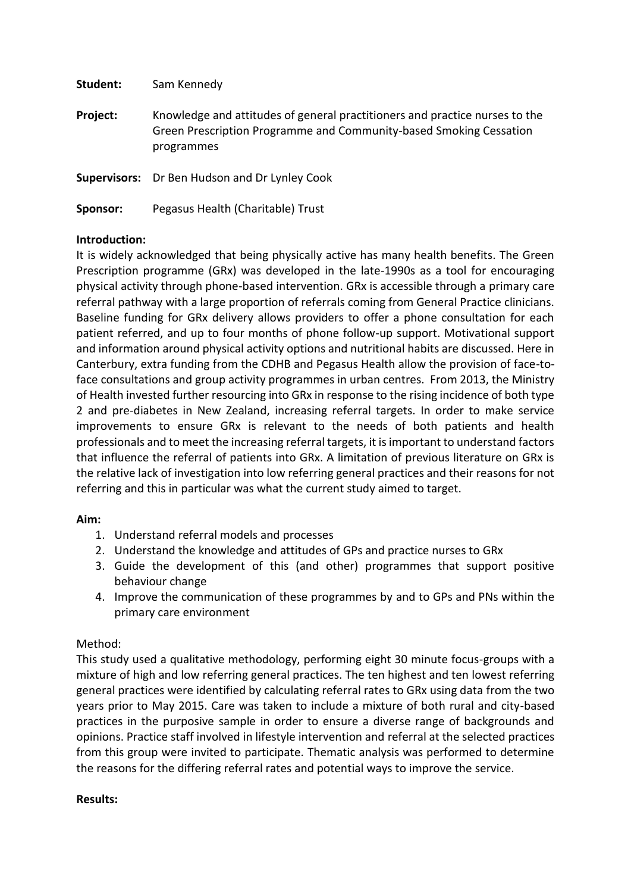**Student:** Sam Kennedy

**Project:** Knowledge and attitudes of general practitioners and practice nurses to the Green Prescription Programme and Community-based Smoking Cessation programmes

**Supervisors:** Dr Ben Hudson and Dr Lynley Cook

**Sponsor:** Pegasus Health (Charitable) Trust

**Introduction:**

It is widely acknowledged that being physically active has many health benefits. The Green Prescription programme (GRx) was developed in the late-1990s as a tool for encouraging physical activity through phone-based intervention. GRx is accessible through a primary care referral pathway with a large proportion of referrals coming from General Practice clinicians. Baseline funding for GRx delivery allows providers to offer a phone consultation for each patient referred, and up to four months of phone follow-up support. Motivational support and information around physical activity options and nutritional habits are discussed. Here in Canterbury, extra funding from the CDHB and Pegasus Health allow the provision of face-to-face consultations and group activity programmes in urban centres. From 2013, the Ministry of Health invested further resourcing into GRx in response to the rising incidence of both type 2 and pre-diabetes in New Zealand, increasing referral targets. In order to make service improvements to ensure GRx is relevant to the needs of both patients and health professionals and to meet the increasing referral targets, it is important to understand factors that influence the referral of patients into GRx. A limitation of previous literature on GRx is the relative lack of investigation into low referring general practices and their reasons for not referring and this in particular was what the current study aimed to target.

**Aim:**

1. Understand referral models and processes
2. Understand the knowledge and attitudes of GPs and practice nurses to GRx
3. Guide the development of this (and other) programmes that support positive behaviour change
4. Improve the communication of these programmes by and to GPs and PNs within the primary care environment

Method:

This study used a qualitative methodology, performing eight 30 minute focus-groups with a mixture of high and low referring general practices. The ten highest and ten lowest referring general practices were identified by calculating referral rates to GRx using data from the two years prior to May 2015. Care was taken to include a mixture of both rural and city-based practices in the purposive sample in order to ensure a diverse range of backgrounds and opinions. Practice staff involved in lifestyle intervention and referral at the selected practices from this group were invited to participate. Thematic analysis was performed to determine the reasons for the differing referral rates and potential ways to improve the service.

**Results:**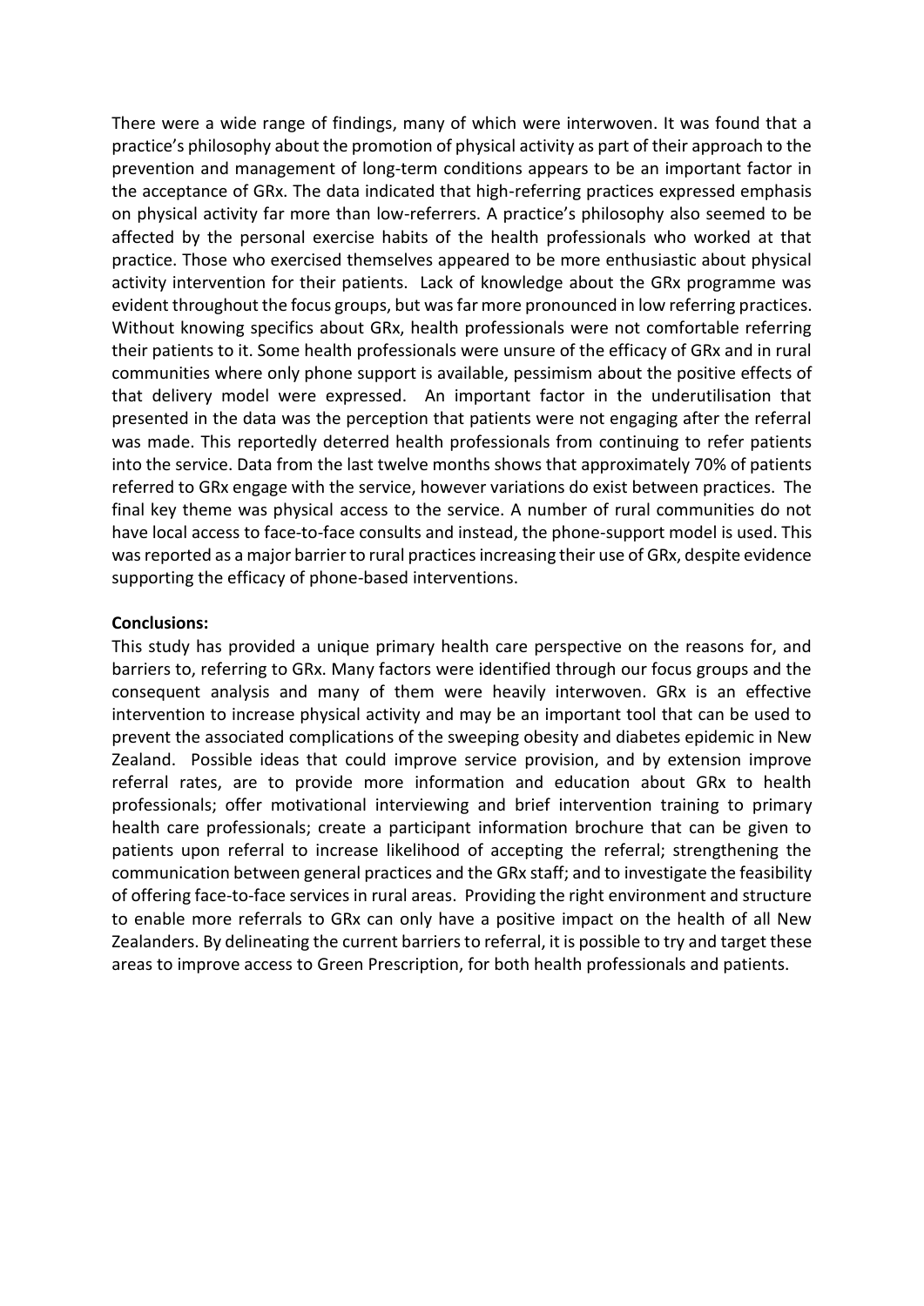There were a wide range of findings, many of which were interwoven. It was found that a practice's philosophy about the promotion of physical activity as part of their approach to the prevention and management of long-term conditions appears to be an important factor in the acceptance of GRx. The data indicated that high-referring practices expressed emphasis on physical activity far more than low-referrers. A practice's philosophy also seemed to be affected by the personal exercise habits of the health professionals who worked at that practice. Those who exercised themselves appeared to be more enthusiastic about physical activity intervention for their patients. Lack of knowledge about the GRx programme was evident throughout the focus groups, but was far more pronounced in low referring practices. Without knowing specifics about GRx, health professionals were not comfortable referring their patients to it. Some health professionals were unsure of the efficacy of GRx and in rural communities where only phone support is available, pessimism about the positive effects of that delivery model were expressed. An important factor in the underutilisation that presented in the data was the perception that patients were not engaging after the referral was made. This reportedly deterred health professionals from continuing to refer patients into the service. Data from the last twelve months shows that approximately 70% of patients referred to GRx engage with the service, however variations do exist between practices. The final key theme was physical access to the service. A number of rural communities do not have local access to face-to-face consults and instead, the phone-support model is used. This was reported as a major barrier to rural practices increasing their use of GRx, despite evidence supporting the efficacy of phone-based interventions.

**Conclusions:**

This study has provided a unique primary health care perspective on the reasons for, and barriers to, referring to GRx. Many factors were identified through our focus groups and the consequent analysis and many of them were heavily interwoven. GRx is an effective intervention to increase physical activity and may be an important tool that can be used to prevent the associated complications of the sweeping obesity and diabetes epidemic in New Zealand. Possible ideas that could improve service provision, and by extension improve referral rates, are to provide more information and education about GRx to health professionals; offer motivational interviewing and brief intervention training to primary health care professionals; create a participant information brochure that can be given to patients upon referral to increase likelihood of accepting the referral; strengthening the communication between general practices and the GRx staff; and to investigate the feasibility of offering face-to-face services in rural areas. Providing the right environment and structure to enable more referrals to GRx can only have a positive impact on the health of all New Zealanders. By delineating the current barriers to referral, it is possible to try and target these areas to improve access to Green Prescription, for both health professionals and patients.